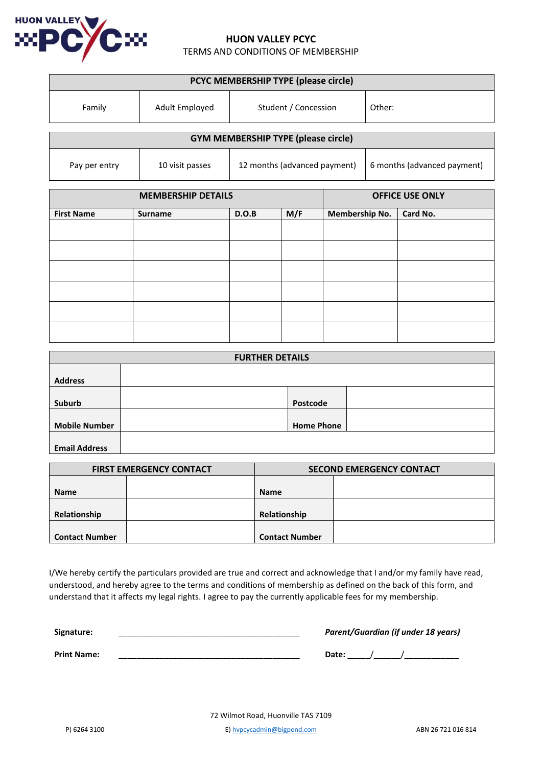# HUON VALLEY PCYC

TERMS AND CONDITIONS OF MEMBERSHIP

| PCYC MEMBERSHIP TYPE (please circle) | | | |
|---|---|---|---|
| Family | Adult Employed | Student / Concession | Other: |

| GYM MEMBERSHIP TYPE (please circle) | | | |
|---|---|---|---|
| Pay per entry | 10 visit passes | 12 months (advanced payment) | 6 months (advanced payment) |

| MEMBERSHIP DETAILS | | | | OFFICE USE ONLY | |
|---|---|---|---|---|---|
| **First Name** | **Surname** | **D.O.B** | **M/F** | **Membership No.** | **Card No.** |
| | | | | | |
| | | | | | |
| | | | | | |
| | | | | | |
| | | | | | |
| | | | | | |

| FURTHER DETAILS | | | |
|---|---|---|---|
| **Address** | | | |
| **Suburb** | | **Postcode** | |
| **Mobile Number** | | **Home Phone** | |
| **Email Address** | | | |

| FIRST EMERGENCY CONTACT | | SECOND EMERGENCY CONTACT | |
|---|---|---|---|
| **Name** | | **Name** | |
| **Relationship** | | **Relationship** | |
| **Contact Number** | | **Contact Number** | |

I/We hereby certify the particulars provided are true and correct and acknowledge that I and/or my family have read, understood, and hereby agree to the terms and conditions of membership as defined on the back of this form, and understand that it affects my legal rights. I agree to pay the currently applicable fees for my membership.

**Signature:** ________________________________________ ***Parent/Guardian (if under 18 years)***

**Print Name:** ________________________________________ **Date:** _____/______/____________

72 Wilmot Road, Huonville TAS 7109

P) 6264 3100 E) hvpcycadmin@bigpond.com ABN 26 721 016 814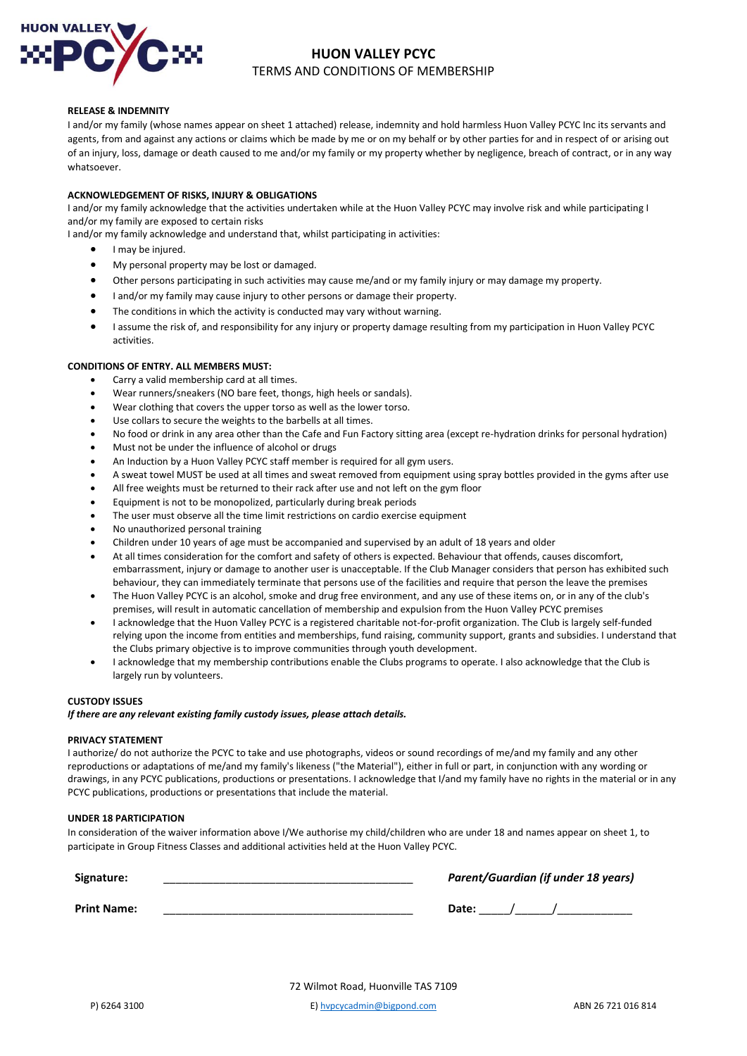# HUON VALLEY PCYC

## TERMS AND CONDITIONS OF MEMBERSHIP

**RELEASE & INDEMNITY**

I and/or my family (whose names appear on sheet 1 attached) release, indemnity and hold harmless Huon Valley PCYC Inc its servants and agents, from and against any actions or claims which be made by me or on my behalf or by other parties for and in respect of or arising out of an injury, loss, damage or death caused to me and/or my family or my property whether by negligence, breach of contract, or in any way whatsoever.

**ACKNOWLEDGEMENT OF RISKS, INJURY & OBLIGATIONS**

I and/or my family acknowledge that the activities undertaken while at the Huon Valley PCYC may involve risk and while participating I and/or my family are exposed to certain risks

I and/or my family acknowledge and understand that, whilst participating in activities:

- I may be injured.
- My personal property may be lost or damaged.
- Other persons participating in such activities may cause me/and or my family injury or may damage my property.
- I and/or my family may cause injury to other persons or damage their property.
- The conditions in which the activity is conducted may vary without warning.
- I assume the risk of, and responsibility for any injury or property damage resulting from my participation in Huon Valley PCYC activities.

**CONDITIONS OF ENTRY. ALL MEMBERS MUST:**

- Carry a valid membership card at all times.
- Wear runners/sneakers (NO bare feet, thongs, high heels or sandals).
- Wear clothing that covers the upper torso as well as the lower torso.
- Use collars to secure the weights to the barbells at all times.
- No food or drink in any area other than the Cafe and Fun Factory sitting area (except re-hydration drinks for personal hydration)
- Must not be under the influence of alcohol or drugs
- An Induction by a Huon Valley PCYC staff member is required for all gym users.
- A sweat towel MUST be used at all times and sweat removed from equipment using spray bottles provided in the gyms after use
- All free weights must be returned to their rack after use and not left on the gym floor
- Equipment is not to be monopolized, particularly during break periods
- The user must observe all the time limit restrictions on cardio exercise equipment
- No unauthorized personal training
- Children under 10 years of age must be accompanied and supervised by an adult of 18 years and older
- At all times consideration for the comfort and safety of others is expected. Behaviour that offends, causes discomfort, embarrassment, injury or damage to another user is unacceptable. If the Club Manager considers that person has exhibited such behaviour, they can immediately terminate that persons use of the facilities and require that person the leave the premises
- The Huon Valley PCYC is an alcohol, smoke and drug free environment, and any use of these items on, or in any of the club's premises, will result in automatic cancellation of membership and expulsion from the Huon Valley PCYC premises
- I acknowledge that the Huon Valley PCYC is a registered charitable not-for-profit organization. The Club is largely self-funded relying upon the income from entities and memberships, fund raising, community support, grants and subsidies. I understand that the Clubs primary objective is to improve communities through youth development.
- I acknowledge that my membership contributions enable the Clubs programs to operate. I also acknowledge that the Club is largely run by volunteers.

**CUSTODY ISSUES**

***If there are any relevant existing family custody issues, please attach details.***

**PRIVACY STATEMENT**

I authorize/ do not authorize the PCYC to take and use photographs, videos or sound recordings of me/and my family and any other reproductions or adaptations of me/and my family's likeness ("the Material"), either in full or part, in conjunction with any wording or drawings, in any PCYC publications, productions or presentations. I acknowledge that I/and my family have no rights in the material or in any PCYC publications, productions or presentations that include the material.

**UNDER 18 PARTICIPATION**

In consideration of the waiver information above I/We authorise my child/children who are under 18 and names appear on sheet 1, to participate in Group Fitness Classes and additional activities held at the Huon Valley PCYC.

**Signature:** ________________________________________ ***Parent/Guardian (if under 18 years)***

**Print Name:** ________________________________________ **Date:** _____/______/____________

72 Wilmot Road, Huonville TAS 7109

P) 6264 3100 E) hvpcycadmin@bigpond.com ABN 26 721 016 814